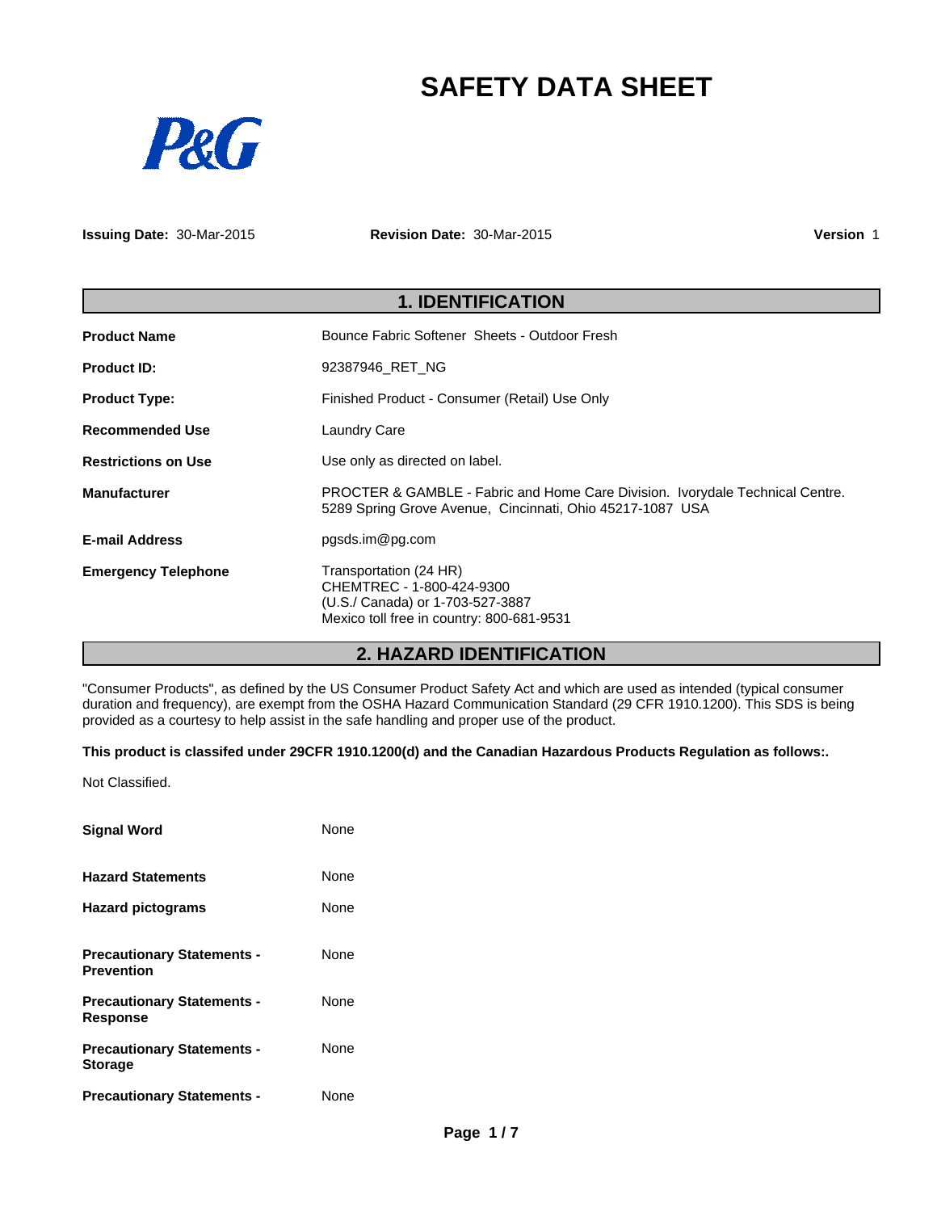# SAFETY DATA SHEET

P&G

**Issuing Date:** 30-Mar-2015 **Revision Date:** 30-Mar-2015 **Version** 1

## 1. IDENTIFICATION

| | |
|---|---|
| **Product Name** | Bounce Fabric Softener Sheets - Outdoor Fresh |
| **Product ID:** | 92387946_RET_NG |
| **Product Type:** | Finished Product - Consumer (Retail) Use Only |
| **Recommended Use** | Laundry Care |
| **Restrictions on Use** | Use only as directed on label. |
| **Manufacturer** | PROCTER & GAMBLE - Fabric and Home Care Division. Ivorydale Technical Centre. 5289 Spring Grove Avenue, Cincinnati, Ohio 45217-1087 USA |
| **E-mail Address** | pgsds.im@pg.com |
| **Emergency Telephone** | Transportation (24 HR)<br>CHEMTREC - 1-800-424-9300<br>(U.S./ Canada) or 1-703-527-3887<br>Mexico toll free in country: 800-681-9531 |

## 2. HAZARD IDENTIFICATION

"Consumer Products", as defined by the US Consumer Product Safety Act and which are used as intended (typical consumer duration and frequency), are exempt from the OSHA Hazard Communication Standard (29 CFR 1910.1200). This SDS is being provided as a courtesy to help assist in the safe handling and proper use of the product.

**This product is classifed under 29CFR 1910.1200(d) and the Canadian Hazardous Products Regulation as follows:.**

Not Classified.

| | |
|---|---|
| **Signal Word** | None |
| **Hazard Statements** | None |
| **Hazard pictograms** | None |
| **Precautionary Statements - Prevention** | None |
| **Precautionary Statements - Response** | None |
| **Precautionary Statements - Storage** | None |
| **Precautionary Statements -** | None |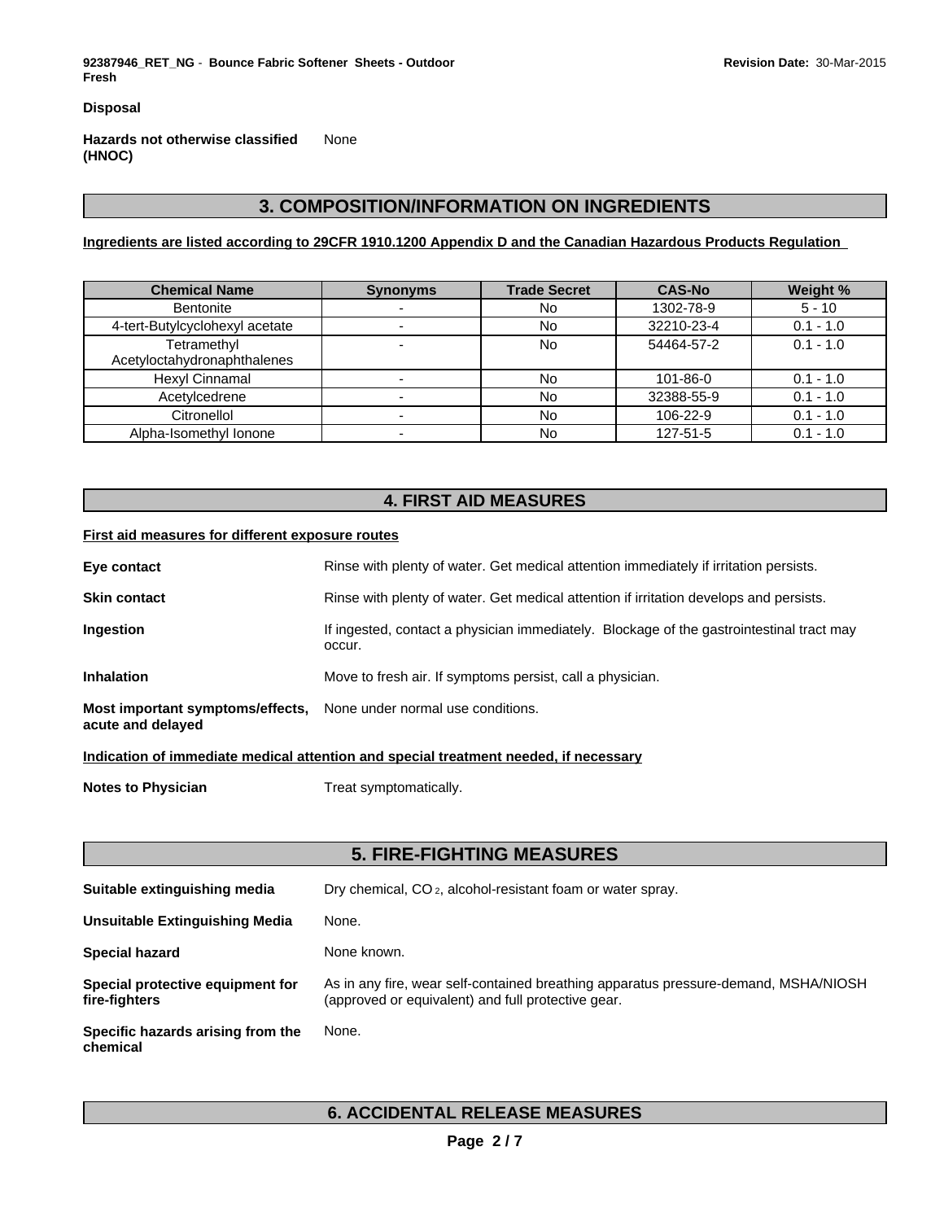**Disposal**

**Hazards not otherwise classified (HNOC)** None

## 3. COMPOSITION/INFORMATION ON INGREDIENTS

**Ingredients are listed according to 29CFR 1910.1200 Appendix D and the Canadian Hazardous Products Regulation**

| Chemical Name | Synonyms | Trade Secret | CAS-No | Weight % |
|---|---|---|---|---|
| Bentonite | - | No | 1302-78-9 | 5 - 10 |
| 4-tert-Butylcyclohexyl acetate | - | No | 32210-23-4 | 0.1 - 1.0 |
| Tetramethyl Acetyloctahydronaphthalenes | - | No | 54464-57-2 | 0.1 - 1.0 |
| Hexyl Cinnamal | - | No | 101-86-0 | 0.1 - 1.0 |
| Acetylcedrene | - | No | 32388-55-9 | 0.1 - 1.0 |
| Citronellol | - | No | 106-22-9 | 0.1 - 1.0 |
| Alpha-Isomethyl Ionone | - | No | 127-51-5 | 0.1 - 1.0 |

## 4. FIRST AID MEASURES

**First aid measures for different exposure routes**

**Eye contact** Rinse with plenty of water. Get medical attention immediately if irritation persists.

**Skin contact** Rinse with plenty of water. Get medical attention if irritation develops and persists.

**Ingestion** If ingested, contact a physician immediately. Blockage of the gastrointestinal tract may occur.

**Inhalation** Move to fresh air. If symptoms persist, call a physician.

**Most important symptoms/effects, acute and delayed** None under normal use conditions.

**Indication of immediate medical attention and special treatment needed, if necessary**

**Notes to Physician** Treat symptomatically.

## 5. FIRE-FIGHTING MEASURES

**Suitable extinguishing media** Dry chemical, $CO_2$, alcohol-resistant foam or water spray.

**Unsuitable Extinguishing Media** None.

**Special hazard** None known.

**Special protective equipment for fire-fighters** As in any fire, wear self-contained breathing apparatus pressure-demand, MSHA/NIOSH (approved or equivalent) and full protective gear.

**Specific hazards arising from the chemical** None.

## 6. ACCIDENTAL RELEASE MEASURES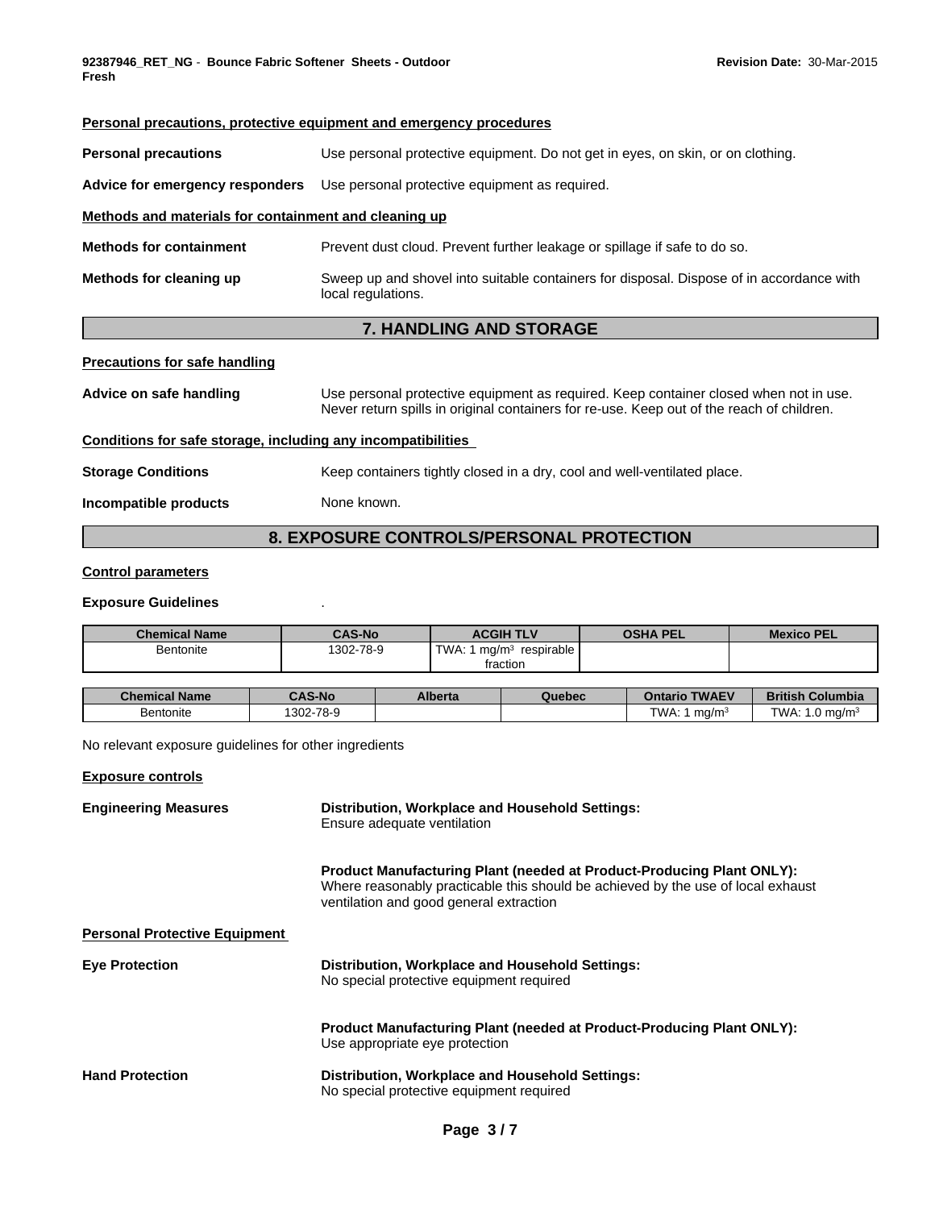**Personal precautions, protective equipment and emergency procedures**

**Personal precautions** Use personal protective equipment. Do not get in eyes, on skin, or on clothing.

**Advice for emergency responders** Use personal protective equipment as required.

**Methods and materials for containment and cleaning up**

**Methods for containment** Prevent dust cloud. Prevent further leakage or spillage if safe to do so.

**Methods for cleaning up** Sweep up and shovel into suitable containers for disposal. Dispose of in accordance with local regulations.

## 7. HANDLING AND STORAGE

**Precautions for safe handling**

**Advice on safe handling** Use personal protective equipment as required. Keep container closed when not in use. Never return spills in original containers for re-use. Keep out of the reach of children.

**Conditions for safe storage, including any incompatibilities**

**Storage Conditions** Keep containers tightly closed in a dry, cool and well-ventilated place.

**Incompatible products** None known.

## 8. EXPOSURE CONTROLS/PERSONAL PROTECTION

**Control parameters**

**Exposure Guidelines** .

| Chemical Name | CAS-No | ACGIH TLV | OSHA PEL | Mexico PEL |
|---|---|---|---|---|
| Bentonite | 1302-78-9 | TWA: 1 mg/m³ respirable fraction | | |

| Chemical Name | CAS-No | Alberta | Quebec | Ontario TWAEV | British Columbia |
|---|---|---|---|---|---|
| Bentonite | 1302-78-9 | | | TWA: 1 mg/m³ | TWA: 1.0 mg/m³ |

No relevant exposure guidelines for other ingredients

**Exposure controls**

**Engineering Measures**

**Distribution, Workplace and Household Settings:**
Ensure adequate ventilation

**Product Manufacturing Plant (needed at Product-Producing Plant ONLY):**
Where reasonably practicable this should be achieved by the use of local exhaust ventilation and good general extraction

**Personal Protective Equipment**

**Eye Protection**

**Distribution, Workplace and Household Settings:**
No special protective equipment required

**Product Manufacturing Plant (needed at Product-Producing Plant ONLY):**
Use appropriate eye protection

**Hand Protection**

**Distribution, Workplace and Household Settings:**
No special protective equipment required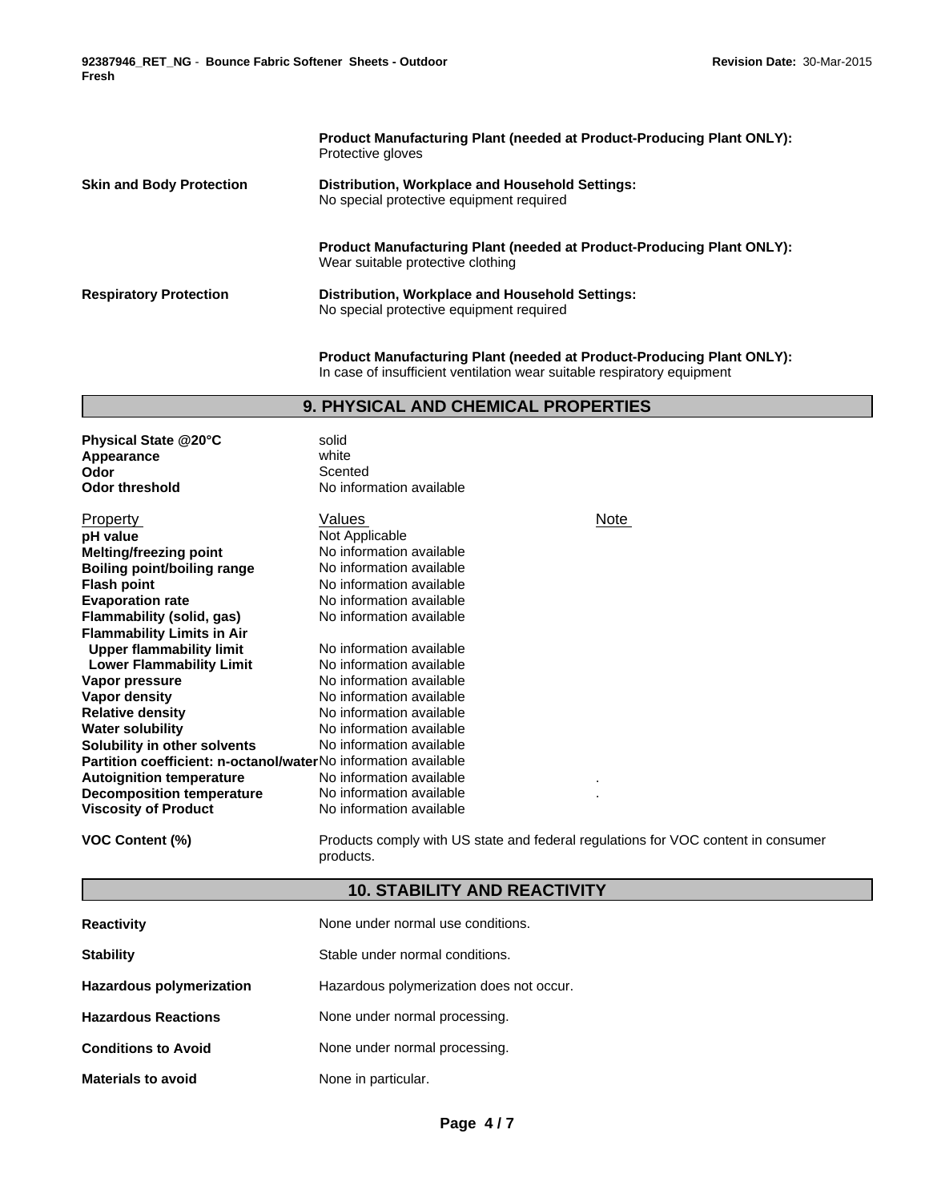| | |
|---|---|
| | **Product Manufacturing Plant (needed at Product-Producing Plant ONLY):** Protective gloves |
| **Skin and Body Protection** | **Distribution, Workplace and Household Settings:** No special protective equipment required |
| | **Product Manufacturing Plant (needed at Product-Producing Plant ONLY):** Wear suitable protective clothing |
| **Respiratory Protection** | **Distribution, Workplace and Household Settings:** No special protective equipment required |
| | **Product Manufacturing Plant (needed at Product-Producing Plant ONLY):** In case of insufficient ventilation wear suitable respiratory equipment |

## 9. PHYSICAL AND CHEMICAL PROPERTIES

**Physical State @20°C** solid
**Appearance** white
**Odor** Scented
**Odor threshold** No information available

| Property | Values | Note |
|---|---|---|
| **pH value** | Not Applicable | |
| **Melting/freezing point** | No information available | |
| **Boiling point/boiling range** | No information available | |
| **Flash point** | No information available | |
| **Evaporation rate** | No information available | |
| **Flammability (solid, gas)** | No information available | |
| **Flammability Limits in Air** | | |
| **Upper flammability limit** | No information available | |
| **Lower Flammability Limit** | No information available | |
| **Vapor pressure** | No information available | |
| **Vapor density** | No information available | |
| **Relative density** | No information available | |
| **Water solubility** | No information available | |
| **Solubility in other solvents** | No information available | |
| **Partition coefficient: n-octanol/water** | No information available | |
| **Autoignition temperature** | No information available | . |
| **Decomposition temperature** | No information available | . |
| **Viscosity of Product** | No information available | |

**VOC Content (%)** Products comply with US state and federal regulations for VOC content in consumer products.

## 10. STABILITY AND REACTIVITY

| | |
|---|---|
| **Reactivity** | None under normal use conditions. |
| **Stability** | Stable under normal conditions. |
| **Hazardous polymerization** | Hazardous polymerization does not occur. |
| **Hazardous Reactions** | None under normal processing. |
| **Conditions to Avoid** | None under normal processing. |
| **Materials to avoid** | None in particular. |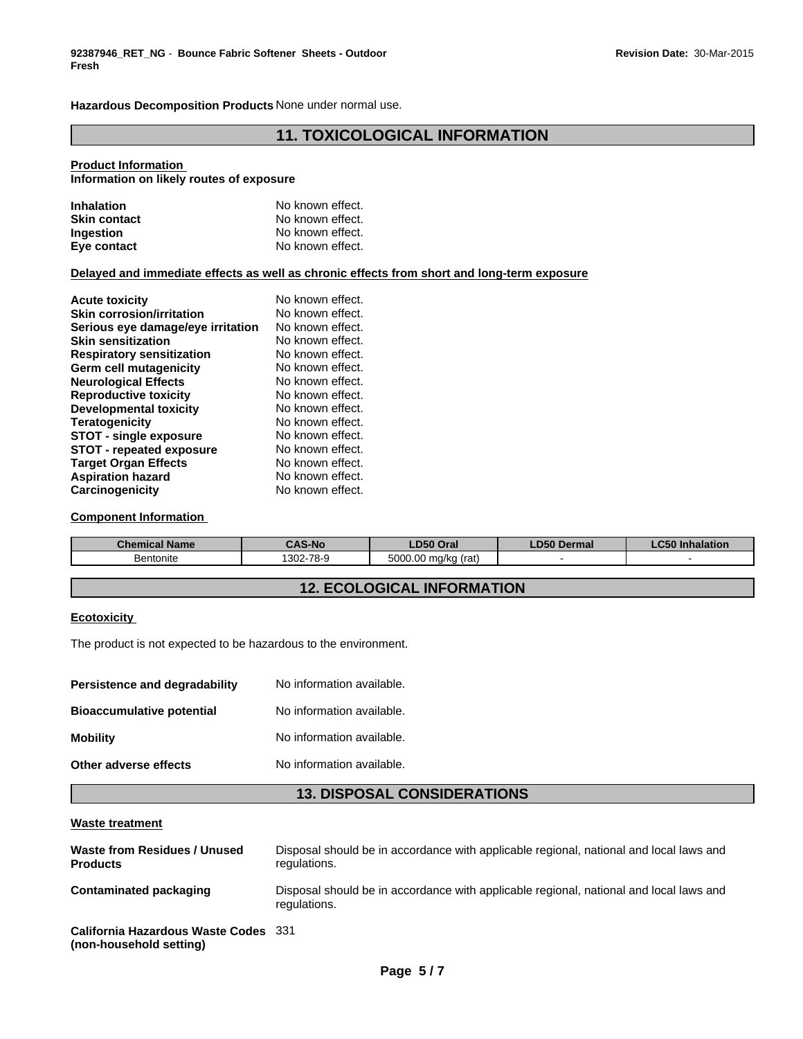**Hazardous Decomposition Products** None under normal use.

## 11. TOXICOLOGICAL INFORMATION

**Product Information**
**Information on likely routes of exposure**

| | |
|---|---|
| **Inhalation** | No known effect. |
| **Skin contact** | No known effect. |
| **Ingestion** | No known effect. |
| **Eye contact** | No known effect. |

**Delayed and immediate effects as well as chronic effects from short and long-term exposure**

| | |
|---|---|
| **Acute toxicity** | No known effect. |
| **Skin corrosion/irritation** | No known effect. |
| **Serious eye damage/eye irritation** | No known effect. |
| **Skin sensitization** | No known effect. |
| **Respiratory sensitization** | No known effect. |
| **Germ cell mutagenicity** | No known effect. |
| **Neurological Effects** | No known effect. |
| **Reproductive toxicity** | No known effect. |
| **Developmental toxicity** | No known effect. |
| **Teratogenicity** | No known effect. |
| **STOT - single exposure** | No known effect. |
| **STOT - repeated exposure** | No known effect. |
| **Target Organ Effects** | No known effect. |
| **Aspiration hazard** | No known effect. |
| **Carcinogenicity** | No known effect. |

**Component Information**

| Chemical Name | CAS-No | LD50 Oral | LD50 Dermal | LC50 Inhalation |
|---|---|---|---|---|
| Bentonite | 1302-78-9 | 5000.00 mg/kg (rat) | - | - |

## 12. ECOLOGICAL INFORMATION

**Ecotoxicity**

The product is not expected to be hazardous to the environment.

| | |
|---|---|
| **Persistence and degradability** | No information available. |
| **Bioaccumulative potential** | No information available. |
| **Mobility** | No information available. |
| **Other adverse effects** | No information available. |

## 13. DISPOSAL CONSIDERATIONS

**Waste treatment**

| | |
|---|---|
| **Waste from Residues / Unused Products** | Disposal should be in accordance with applicable regional, national and local laws and regulations. |
| **Contaminated packaging** | Disposal should be in accordance with applicable regional, national and local laws and regulations. |
| **California Hazardous Waste Codes (non-household setting)** | 331 |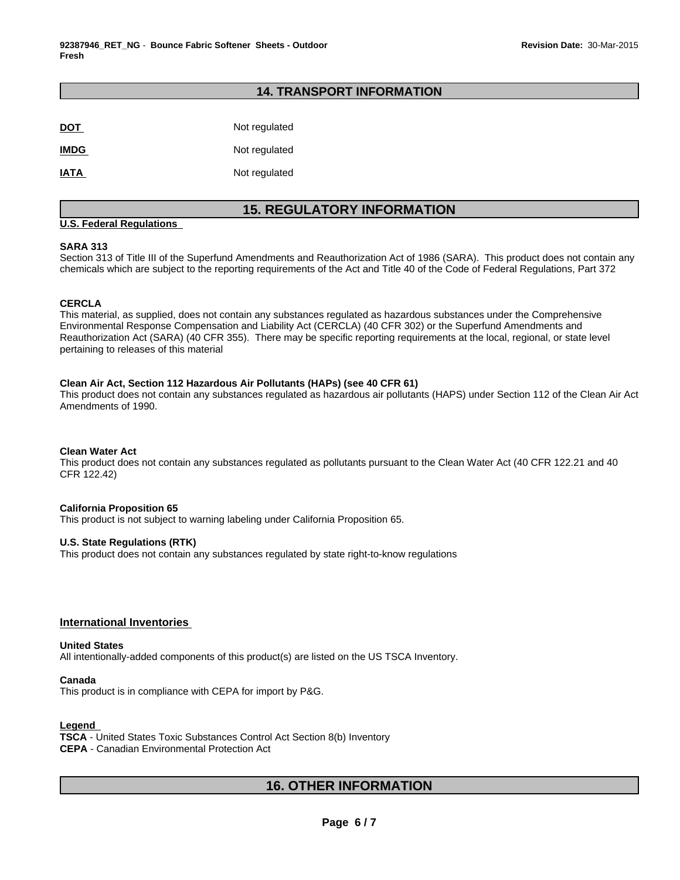## 14. TRANSPORT INFORMATION

| | |
|---|---|
| **DOT** | Not regulated |
| **IMDG** | Not regulated |
| **IATA** | Not regulated |

## 15. REGULATORY INFORMATION

**U.S. Federal Regulations**

**SARA 313**
Section 313 of Title III of the Superfund Amendments and Reauthorization Act of 1986 (SARA). This product does not contain any chemicals which are subject to the reporting requirements of the Act and Title 40 of the Code of Federal Regulations, Part 372

**CERCLA**
This material, as supplied, does not contain any substances regulated as hazardous substances under the Comprehensive Environmental Response Compensation and Liability Act (CERCLA) (40 CFR 302) or the Superfund Amendments and Reauthorization Act (SARA) (40 CFR 355). There may be specific reporting requirements at the local, regional, or state level pertaining to releases of this material

**Clean Air Act, Section 112 Hazardous Air Pollutants (HAPs) (see 40 CFR 61)**
This product does not contain any substances regulated as hazardous air pollutants (HAPS) under Section 112 of the Clean Air Act Amendments of 1990.

**Clean Water Act**
This product does not contain any substances regulated as pollutants pursuant to the Clean Water Act (40 CFR 122.21 and 40 CFR 122.42)

**California Proposition 65**
This product is not subject to warning labeling under California Proposition 65.

**U.S. State Regulations (RTK)**
This product does not contain any substances regulated by state right-to-know regulations

**International Inventories**

**United States**
All intentionally-added components of this product(s) are listed on the US TSCA Inventory.

**Canada**
This product is in compliance with CEPA for import by P&G.

**Legend**
**TSCA** - United States Toxic Substances Control Act Section 8(b) Inventory
**CEPA** - Canadian Environmental Protection Act

## 16. OTHER INFORMATION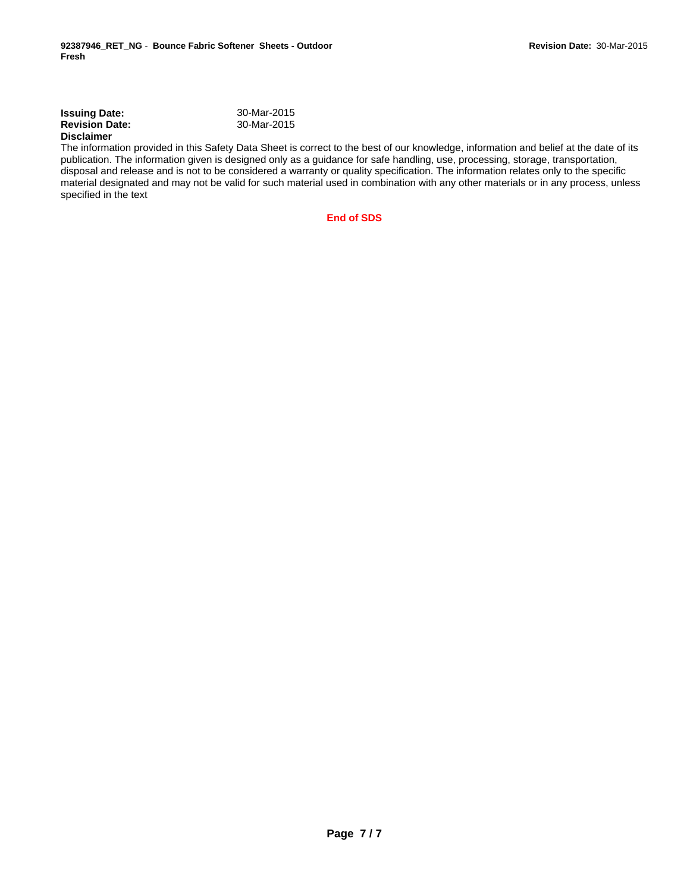| | |
|---|---|
| **Issuing Date:** | 30-Mar-2015 |
| **Revision Date:** | 30-Mar-2015 |

**Disclaimer**

The information provided in this Safety Data Sheet is correct to the best of our knowledge, information and belief at the date of its publication. The information given is designed only as a guidance for safe handling, use, processing, storage, transportation, disposal and release and is not to be considered a warranty or quality specification. The information relates only to the specific material designated and may not be valid for such material used in combination with any other materials or in any process, unless specified in the text

**End of SDS**